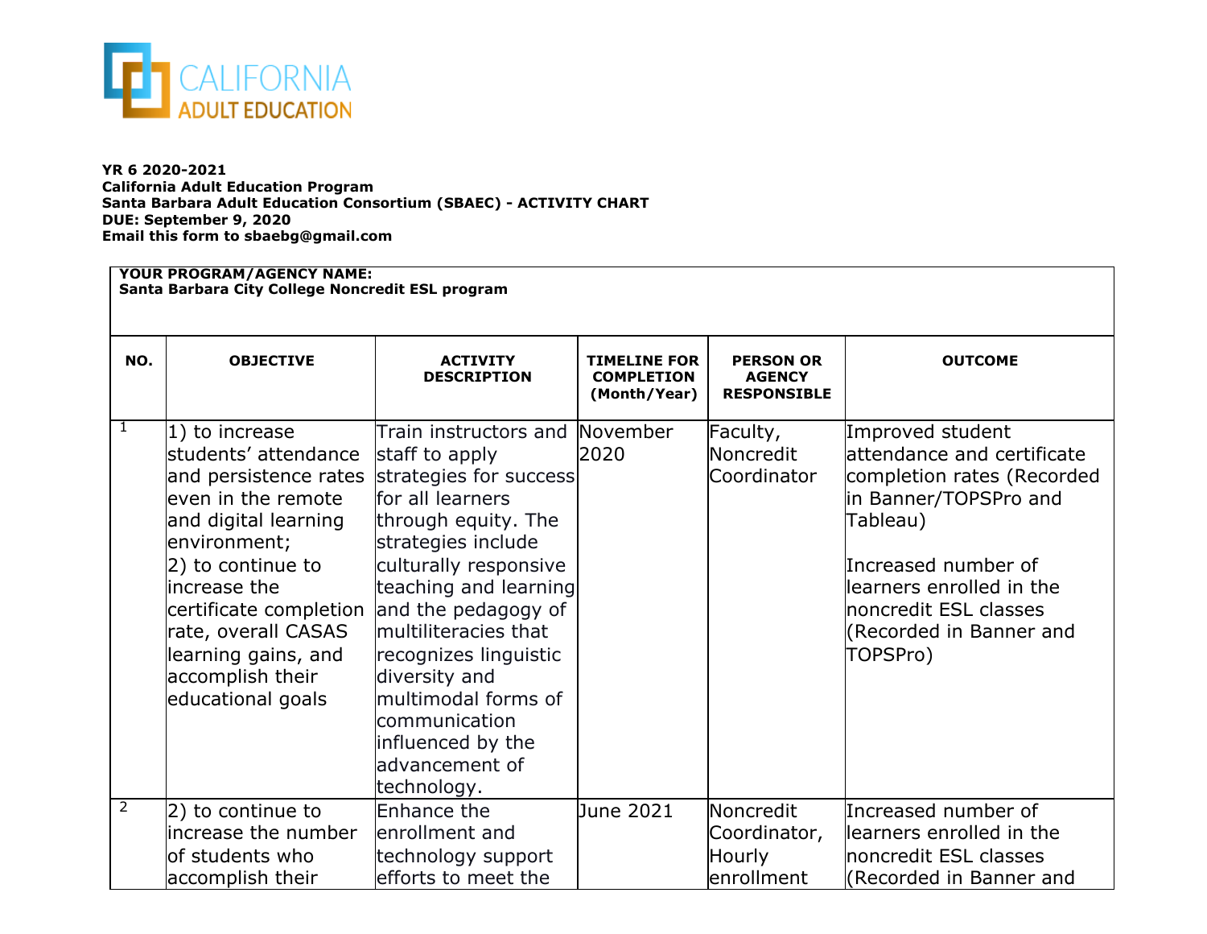CALIFORNIA ADULT EDUCATION

**YR 6 2020-2021**
**California Adult Education Program**
**Santa Barbara Adult Education Consortium (SBAEC) - ACTIVITY CHART**
**DUE: September 9, 2020**
**Email this form to sbaebg@gmail.com**

**YOUR PROGRAM/AGENCY NAME:**
**Santa Barbara City College Noncredit ESL program**

| NO. | OBJECTIVE | ACTIVITY DESCRIPTION | TIMELINE FOR COMPLETION (Month/Year) | PERSON OR AGENCY RESPONSIBLE | OUTCOME |
|---|---|---|---|---|---|
| 1 | 1) to increase students' attendance and persistence rates even in the remote and digital learning environment;<br>2) to continue to increase the certificate completion rate, overall CASAS learning gains, and accomplish their educational goals | Train instructors and staff to apply strategies for success for all learners through equity. The strategies include culturally responsive teaching and learning and the pedagogy of multiliteracies that recognizes linguistic diversity and multimodal forms of communication influenced by the advancement of technology. | November 2020 | Faculty, Noncredit Coordinator | Improved student attendance and certificate completion rates (Recorded in Banner/TOPSPro and Tableau)<br><br>Increased number of learners enrolled in the noncredit ESL classes (Recorded in Banner and TOPSPro) |
| 2 | 2) to continue to increase the number of students who accomplish their | Enhance the enrollment and technology support efforts to meet the | June 2021 | Noncredit Coordinator, Hourly enrollment | Increased number of learners enrolled in the noncredit ESL classes (Recorded in Banner and |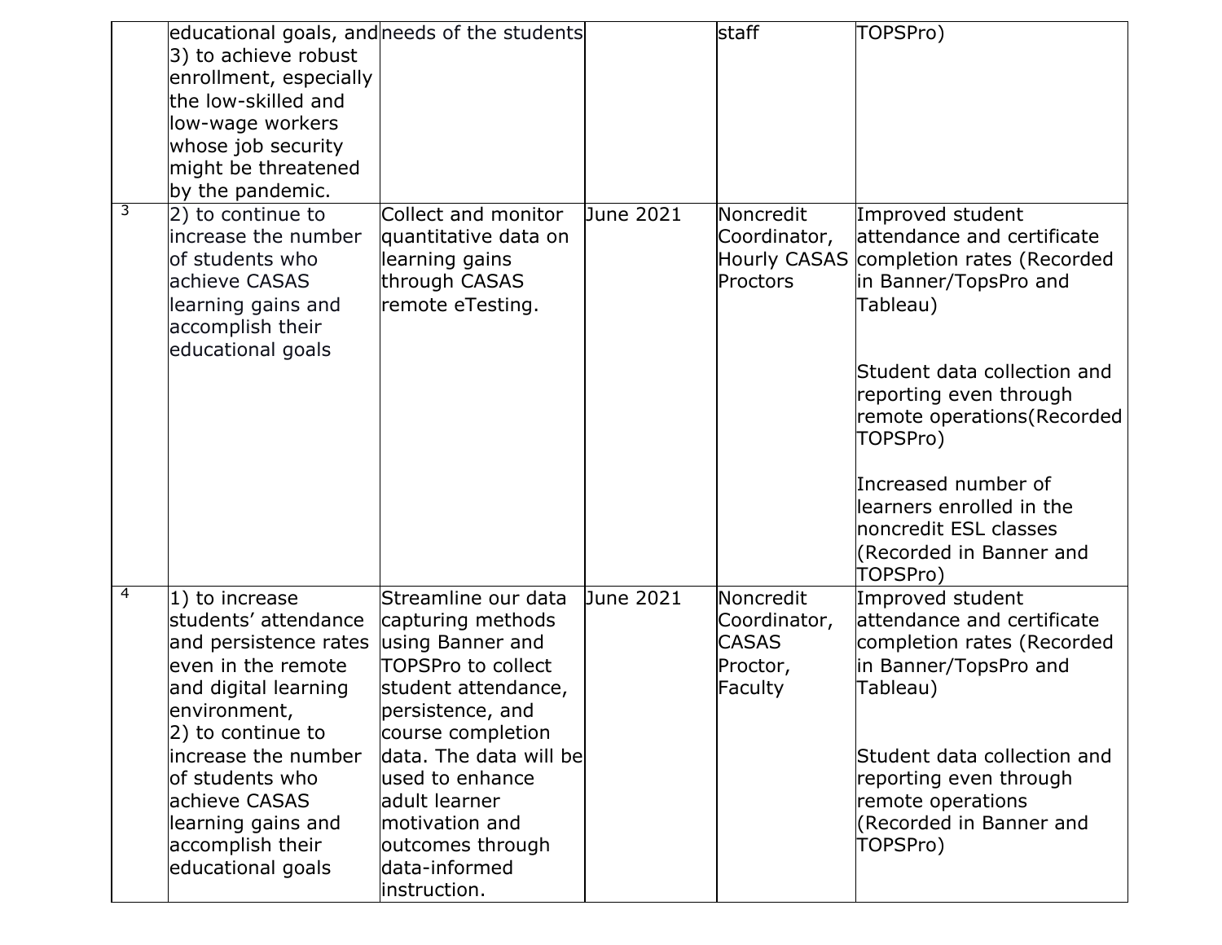| | | | | | |
|---|---|---|---|---|---|
| | educational goals, and 3) to achieve robust enrollment, especially the low-skilled and low-wage workers whose job security might be threatened by the pandemic. | needs of the students | | staff | TOPSPro) |
| 3 | 2) to continue to increase the number of students who achieve CASAS learning gains and accomplish their educational goals | Collect and monitor quantitative data on learning gains through CASAS remote eTesting. | June 2021 | Noncredit Coordinator, Hourly CASAS Proctors | Improved student attendance and certificate completion rates (Recorded in Banner/TopsPro and Tableau)<br><br>Student data collection and reporting even through remote operations(Recorded TOPSPro)<br><br>Increased number of learners enrolled in the noncredit ESL classes (Recorded in Banner and TOPSPro) |
| 4 | 1) to increase students' attendance and persistence rates even in the remote and digital learning environment,<br>2) to continue to increase the number of students who achieve CASAS learning gains and accomplish their educational goals | Streamline our data capturing methods using Banner and TOPSPro to collect student attendance, persistence, and course completion data. The data will be used to enhance adult learner motivation and outcomes through data-informed instruction. | June 2021 | Noncredit Coordinator, CASAS Proctor, Faculty | Improved student attendance and certificate completion rates (Recorded in Banner/TopsPro and Tableau)<br><br>Student data collection and reporting even through remote operations (Recorded in Banner and TOPSPro) |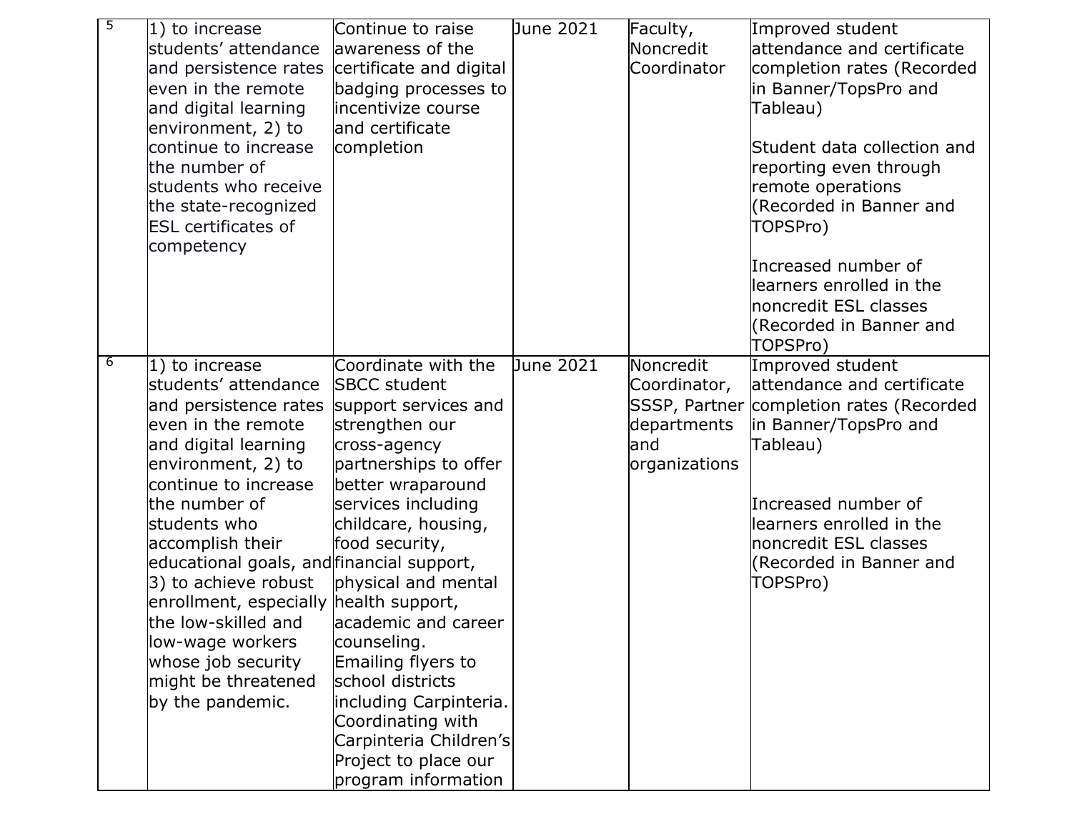| 5 | 1) to increase students' attendance and persistence rates even in the remote and digital learning environment, 2) to continue to increase the number of students who receive the state-recognized ESL certificates of competency | Continue to raise awareness of the certificate and digital badging processes to incentivize course and certificate completion | June 2021 | Faculty, Noncredit Coordinator | Improved student attendance and certificate completion rates (Recorded in Banner/TopsPro and Tableau)<br><br>Student data collection and reporting even through remote operations (Recorded in Banner and TOPSPro)<br><br>Increased number of learners enrolled in the noncredit ESL classes (Recorded in Banner and TOPSPro) |
|---|---|---|---|---|---|
| 6 | 1) to increase students' attendance and persistence rates even in the remote and digital learning environment, 2) to continue to increase the number of students who accomplish their educational goals, and 3) to achieve robust enrollment, especially the low-skilled and low-wage workers whose job security might be threatened by the pandemic. | Coordinate with the SBCC student support services and strengthen our cross-agency partnerships to offer better wraparound services including childcare, housing, food security, financial support, physical and mental health support, academic and career counseling.<br>Emailing flyers to school districts including Carpinteria.<br>Coordinating with Carpinteria Children's Project to place our program information | June 2021 | Noncredit Coordinator, SSSP, Partner departments and organizations | Improved student attendance and certificate completion rates (Recorded in Banner/TopsPro and Tableau)<br><br>Increased number of learners enrolled in the noncredit ESL classes (Recorded in Banner and TOPSPro) |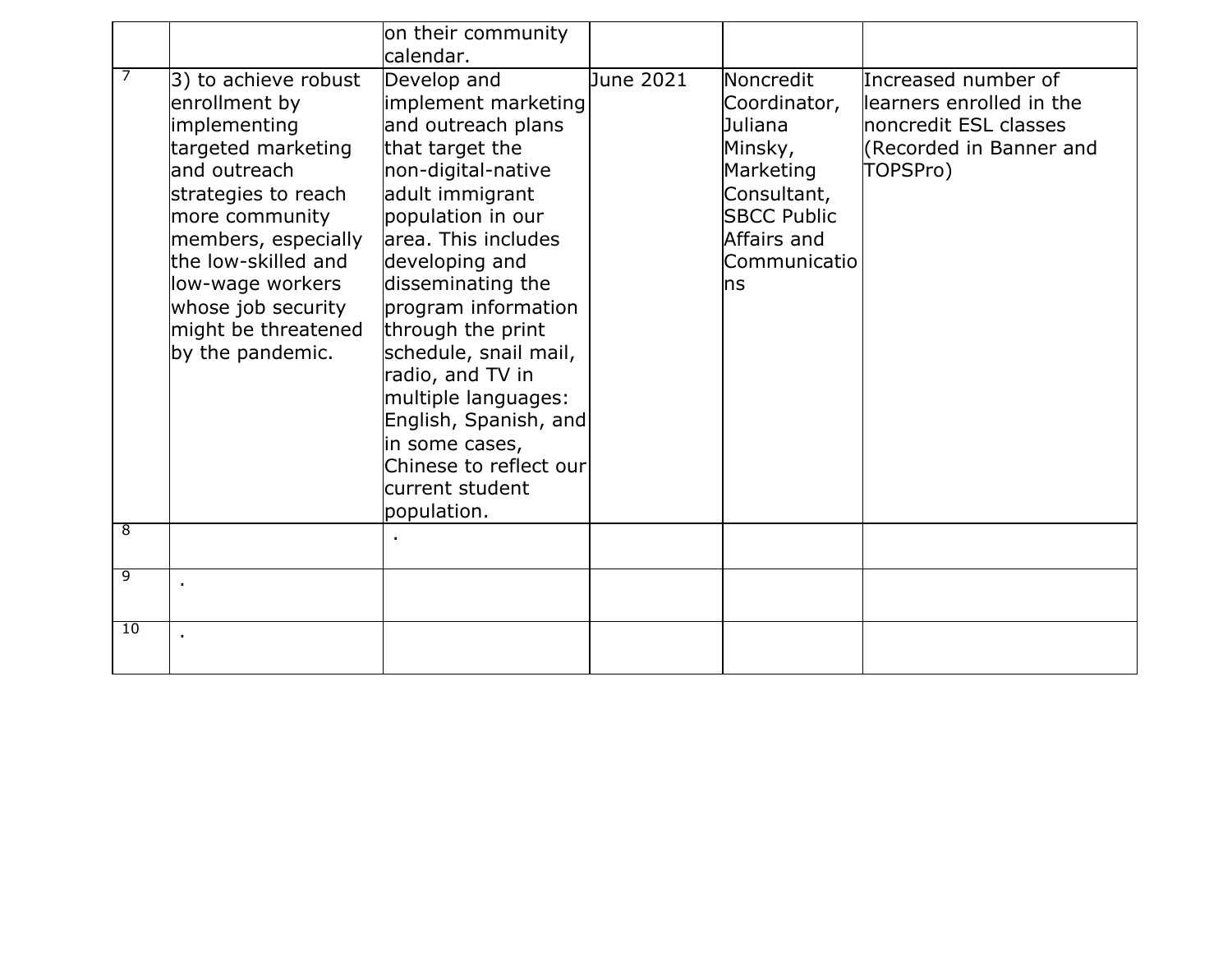| | | | | | |
|---|---|---|---|---|---|
| | | on their community calendar. | | | |
| 7 | 3) to achieve robust enrollment by implementing targeted marketing and outreach strategies to reach more community members, especially the low-skilled and low-wage workers whose job security might be threatened by the pandemic. | Develop and implement marketing and outreach plans that target the non-digital-native adult immigrant population in our area. This includes developing and disseminating the program information through the print schedule, snail mail, radio, and TV in multiple languages: English, Spanish, and in some cases, Chinese to reflect our current student population. | June 2021 | Noncredit Coordinator, Juliana Minsky, Marketing Consultant, SBCC Public Affairs and Communications | Increased number of learners enrolled in the noncredit ESL classes (Recorded in Banner and TOPSPro) |
| 8 | | . | | | |
| 9 | . | | | | |
| 10 | . | | | | |